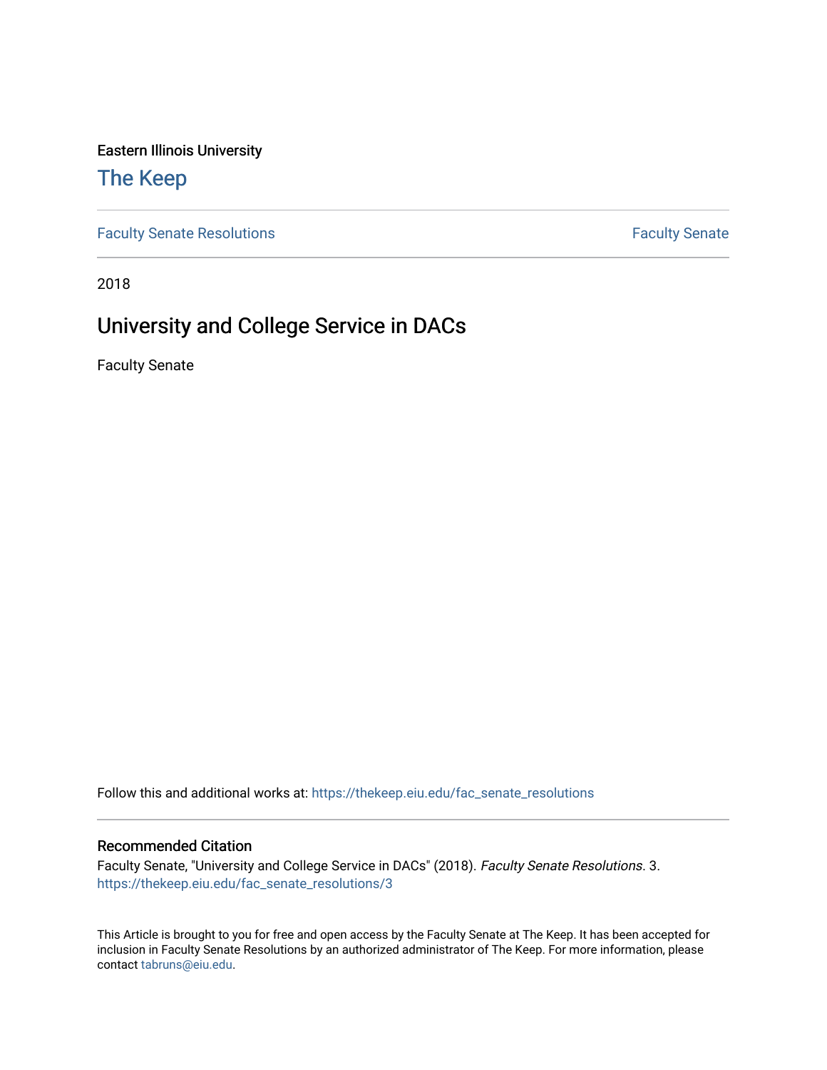Eastern Illinois University

# The Keep

Faculty Senate Resolutions | Faculty Senate

2018

## University and College Service in DACs

Faculty Senate

Follow this and additional works at: https://thekeep.eiu.edu/fac_senate_resolutions

### Recommended Citation

Faculty Senate, "University and College Service in DACs" (2018). *Faculty Senate Resolutions*. 3.
https://thekeep.eiu.edu/fac_senate_resolutions/3

This Article is brought to you for free and open access by the Faculty Senate at The Keep. It has been accepted for inclusion in Faculty Senate Resolutions by an authorized administrator of The Keep. For more information, please contact tabruns@eiu.edu.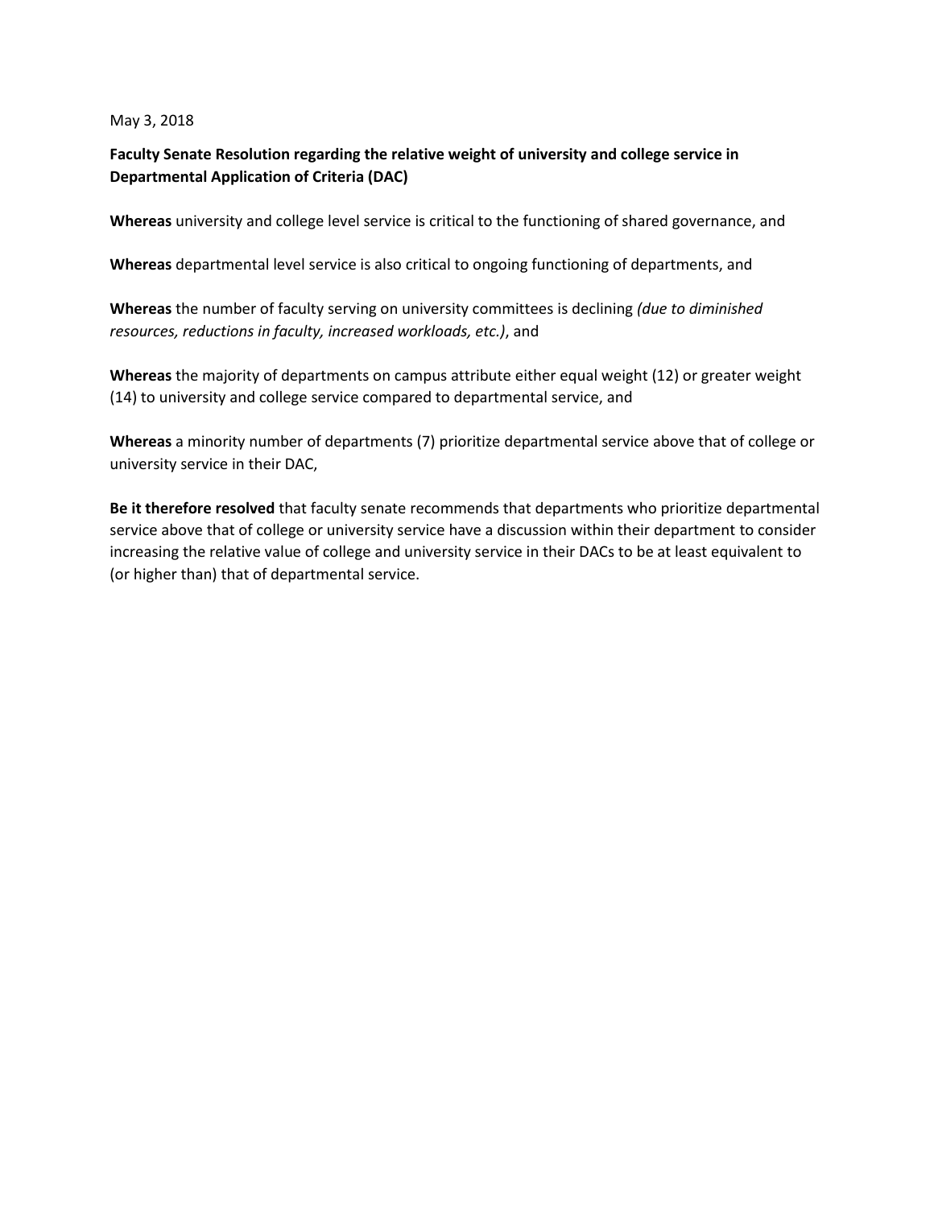May 3, 2018

**Faculty Senate Resolution regarding the relative weight of university and college service in Departmental Application of Criteria (DAC)**

**Whereas** university and college level service is critical to the functioning of shared governance, and

**Whereas** departmental level service is also critical to ongoing functioning of departments, and

**Whereas** the number of faculty serving on university committees is declining *(due to diminished resources, reductions in faculty, increased workloads, etc.)*, and

**Whereas** the majority of departments on campus attribute either equal weight (12) or greater weight (14) to university and college service compared to departmental service, and

**Whereas** a minority number of departments (7) prioritize departmental service above that of college or university service in their DAC,

**Be it therefore resolved** that faculty senate recommends that departments who prioritize departmental service above that of college or university service have a discussion within their department to consider increasing the relative value of college and university service in their DACs to be at least equivalent to (or higher than) that of departmental service.